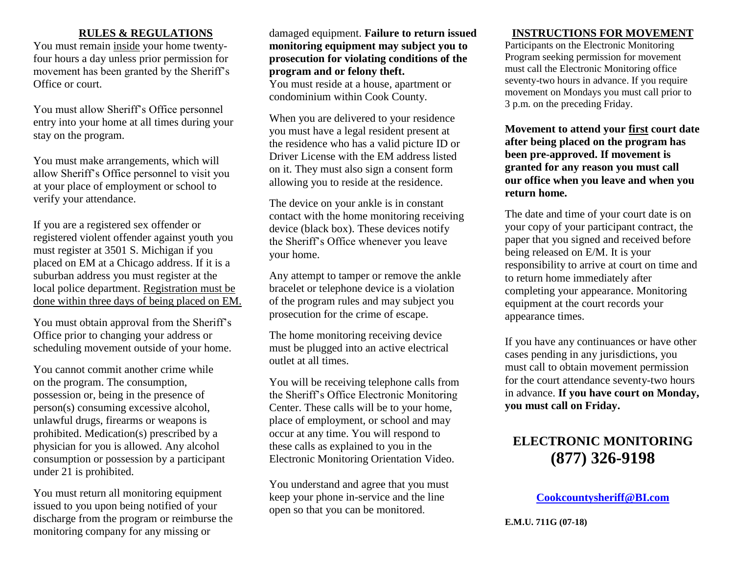## RULES & REGULATIONS

You must remain inside your home twenty-four hours a day unless prior permission for movement has been granted by the Sheriff's Office or court.

You must allow Sheriff's Office personnel entry into your home at all times during your stay on the program.

You must make arrangements, which will allow Sheriff's Office personnel to visit you at your place of employment or school to verify your attendance.

If you are a registered sex offender or registered violent offender against youth you must register at 3501 S. Michigan if you placed on EM at a Chicago address. If it is a suburban address you must register at the local police department. Registration must be done within three days of being placed on EM.

You must obtain approval from the Sheriff's Office prior to changing your address or scheduling movement outside of your home.

You cannot commit another crime while on the program. The consumption, possession or, being in the presence of person(s) consuming excessive alcohol, unlawful drugs, firearms or weapons is prohibited. Medication(s) prescribed by a physician for you is allowed. Any alcohol consumption or possession by a participant under 21 is prohibited.

You must return all monitoring equipment issued to you upon being notified of your discharge from the program or reimburse the monitoring company for any missing or damaged equipment. **Failure to return issued monitoring equipment may subject you to prosecution for violating conditions of the program and or felony theft.**

You must reside at a house, apartment or condominium within Cook County.

When you are delivered to your residence you must have a legal resident present at the residence who has a valid picture ID or Driver License with the EM address listed on it. They must also sign a consent form allowing you to reside at the residence.

The device on your ankle is in constant contact with the home monitoring receiving device (black box). These devices notify the Sheriff's Office whenever you leave your home.

Any attempt to tamper or remove the ankle bracelet or telephone device is a violation of the program rules and may subject you prosecution for the crime of escape.

The home monitoring receiving device must be plugged into an active electrical outlet at all times.

You will be receiving telephone calls from the Sheriff's Office Electronic Monitoring Center. These calls will be to your home, place of employment, or school and may occur at any time. You will respond to these calls as explained to you in the Electronic Monitoring Orientation Video.

You understand and agree that you must keep your phone in-service and the line open so that you can be monitored.

## INSTRUCTIONS FOR MOVEMENT

Participants on the Electronic Monitoring Program seeking permission for movement must call the Electronic Monitoring office seventy-two hours in advance. If you require movement on Mondays you must call prior to 3 p.m. on the preceding Friday.

**Movement to attend your first court date after being placed on the program has been pre-approved. If movement is granted for any reason you must call our office when you leave and when you return home.**

The date and time of your court date is on your copy of your participant contract, the paper that you signed and received before being released on E/M. It is your responsibility to arrive at court on time and to return home immediately after completing your appearance. Monitoring equipment at the court records your appearance times.

If you have any continuances or have other cases pending in any jurisdictions, you must call to obtain movement permission for the court attendance seventy-two hours in advance. **If you have court on Monday, you must call on Friday.**

## ELECTRONIC MONITORING (877) 326-9198

Cookcountysheriff@BI.com

**E.M.U. 711G (07-18)**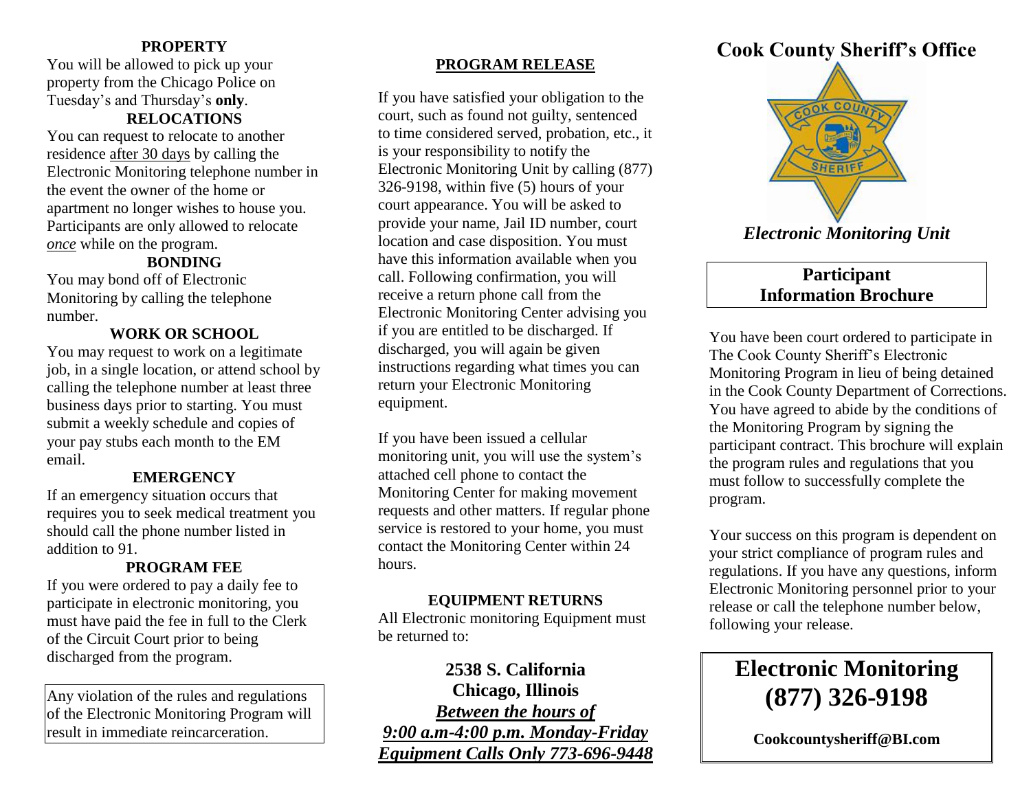## PROPERTY

You will be allowed to pick up your property from the Chicago Police on Tuesday's and Thursday's **only**.

## RELOCATIONS

You can request to relocate to another residence after 30 days by calling the Electronic Monitoring telephone number in the event the owner of the home or apartment no longer wishes to house you. Participants are only allowed to relocate *once* while on the program.

## BONDING

You may bond off of Electronic Monitoring by calling the telephone number.

## WORK OR SCHOOL

You may request to work on a legitimate job, in a single location, or attend school by calling the telephone number at least three business days prior to starting. You must submit a weekly schedule and copies of your pay stubs each month to the EM email.

## EMERGENCY

If an emergency situation occurs that requires you to seek medical treatment you should call the phone number listed in addition to 91.

## PROGRAM FEE

If you were ordered to pay a daily fee to participate in electronic monitoring, you must have paid the fee in full to the Clerk of the Circuit Court prior to being discharged from the program.

Any violation of the rules and regulations of the Electronic Monitoring Program will result in immediate reincarceration.

## PROGRAM RELEASE

If you have satisfied your obligation to the court, such as found not guilty, sentenced to time considered served, probation, etc., it is your responsibility to notify the Electronic Monitoring Unit by calling (877) 326-9198, within five (5) hours of your court appearance. You will be asked to provide your name, Jail ID number, court location and case disposition. You must have this information available when you call. Following confirmation, you will receive a return phone call from the Electronic Monitoring Center advising you if you are entitled to be discharged. If discharged, you will again be given instructions regarding what times you can return your Electronic Monitoring equipment.

If you have been issued a cellular monitoring unit, you will use the system's attached cell phone to contact the Monitoring Center for making movement requests and other matters. If regular phone service is restored to your home, you must contact the Monitoring Center within 24 hours.

## EQUIPMENT RETURNS

All Electronic monitoring Equipment must be returned to:

**2538 S. California**
**Chicago, Illinois**
***Between the hours of***
***9:00 a.m-4:00 p.m. Monday-Friday***
***Equipment Calls Only 773-696-9448***

# Cook County Sheriff's Office

*Electronic Monitoring Unit*

## Participant Information Brochure

You have been court ordered to participate in The Cook County Sheriff's Electronic Monitoring Program in lieu of being detained in the Cook County Department of Corrections. You have agreed to abide by the conditions of the Monitoring Program by signing the participant contract. This brochure will explain the program rules and regulations that you must follow to successfully complete the program.

Your success on this program is dependent on your strict compliance of program rules and regulations. If you have any questions, inform Electronic Monitoring personnel prior to your release or call the telephone number below, following your release.

## Electronic Monitoring (877) 326-9198

**Cookcountysheriff@BI.com**